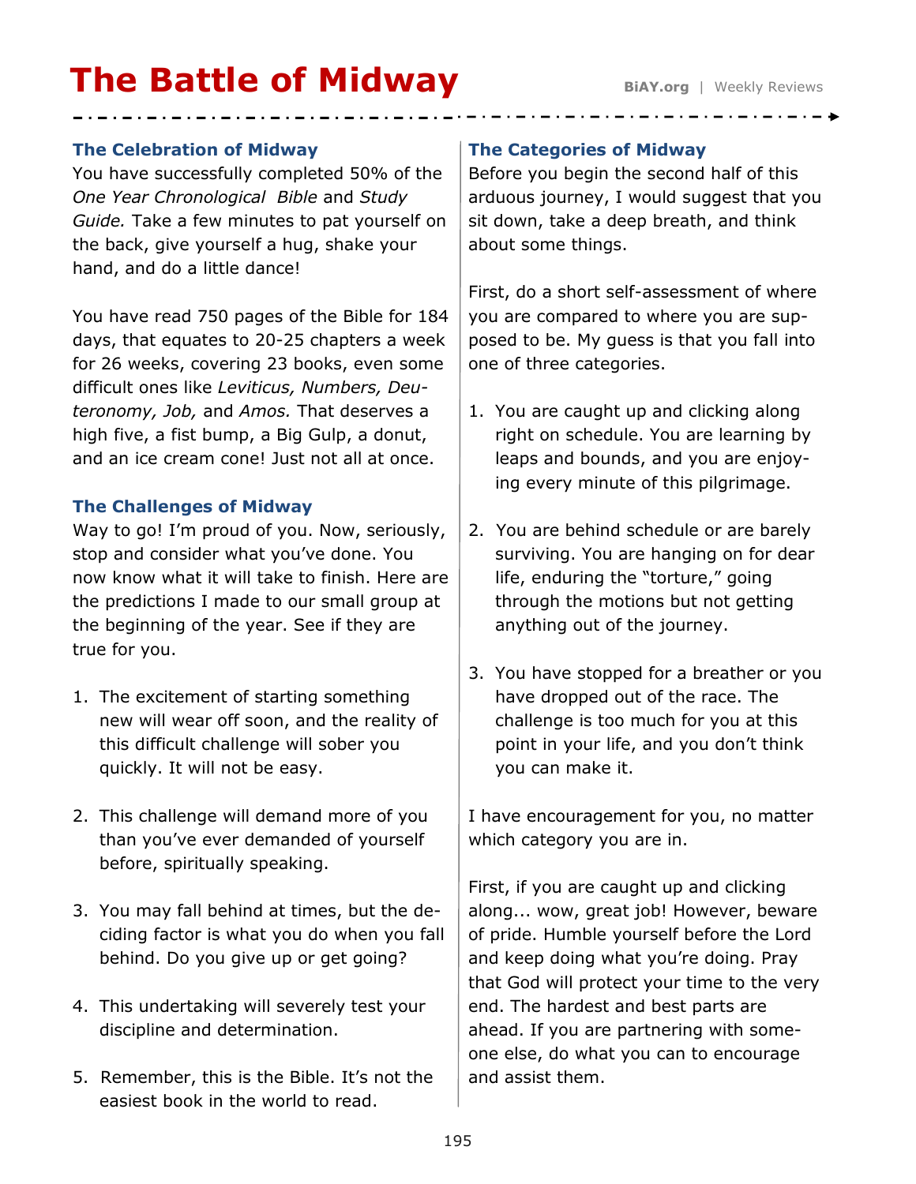# The Battle of Midway

BiAY.org | Weekly Reviews

### The Celebration of Midway

You have successfully completed 50% of the *One Year Chronological Bible* and *Study Guide.* Take a few minutes to pat yourself on the back, give yourself a hug, shake your hand, and do a little dance!

You have read 750 pages of the Bible for 184 days, that equates to 20-25 chapters a week for 26 weeks, covering 23 books, even some difficult ones like *Leviticus, Numbers, Deuteronomy, Job,* and *Amos.* That deserves a high five, a fist bump, a Big Gulp, a donut, and an ice cream cone! Just not all at once.

### The Challenges of Midway

Way to go! I'm proud of you. Now, seriously, stop and consider what you've done. You now know what it will take to finish. Here are the predictions I made to our small group at the beginning of the year. See if they are true for you.

1. The excitement of starting something new will wear off soon, and the reality of this difficult challenge will sober you quickly. It will not be easy.
2. This challenge will demand more of you than you've ever demanded of yourself before, spiritually speaking.
3. You may fall behind at times, but the deciding factor is what you do when you fall behind. Do you give up or get going?
4. This undertaking will severely test your discipline and determination.
5. Remember, this is the Bible. It's not the easiest book in the world to read.

### The Categories of Midway

Before you begin the second half of this arduous journey, I would suggest that you sit down, take a deep breath, and think about some things.

First, do a short self-assessment of where you are compared to where you are supposed to be. My guess is that you fall into one of three categories.

1. You are caught up and clicking along right on schedule. You are learning by leaps and bounds, and you are enjoying every minute of this pilgrimage.
2. You are behind schedule or are barely surviving. You are hanging on for dear life, enduring the "torture," going through the motions but not getting anything out of the journey.
3. You have stopped for a breather or you have dropped out of the race. The challenge is too much for you at this point in your life, and you don't think you can make it.

I have encouragement for you, no matter which category you are in.

First, if you are caught up and clicking along... wow, great job! However, beware of pride. Humble yourself before the Lord and keep doing what you're doing. Pray that God will protect your time to the very end. The hardest and best parts are ahead. If you are partnering with someone else, do what you can to encourage and assist them.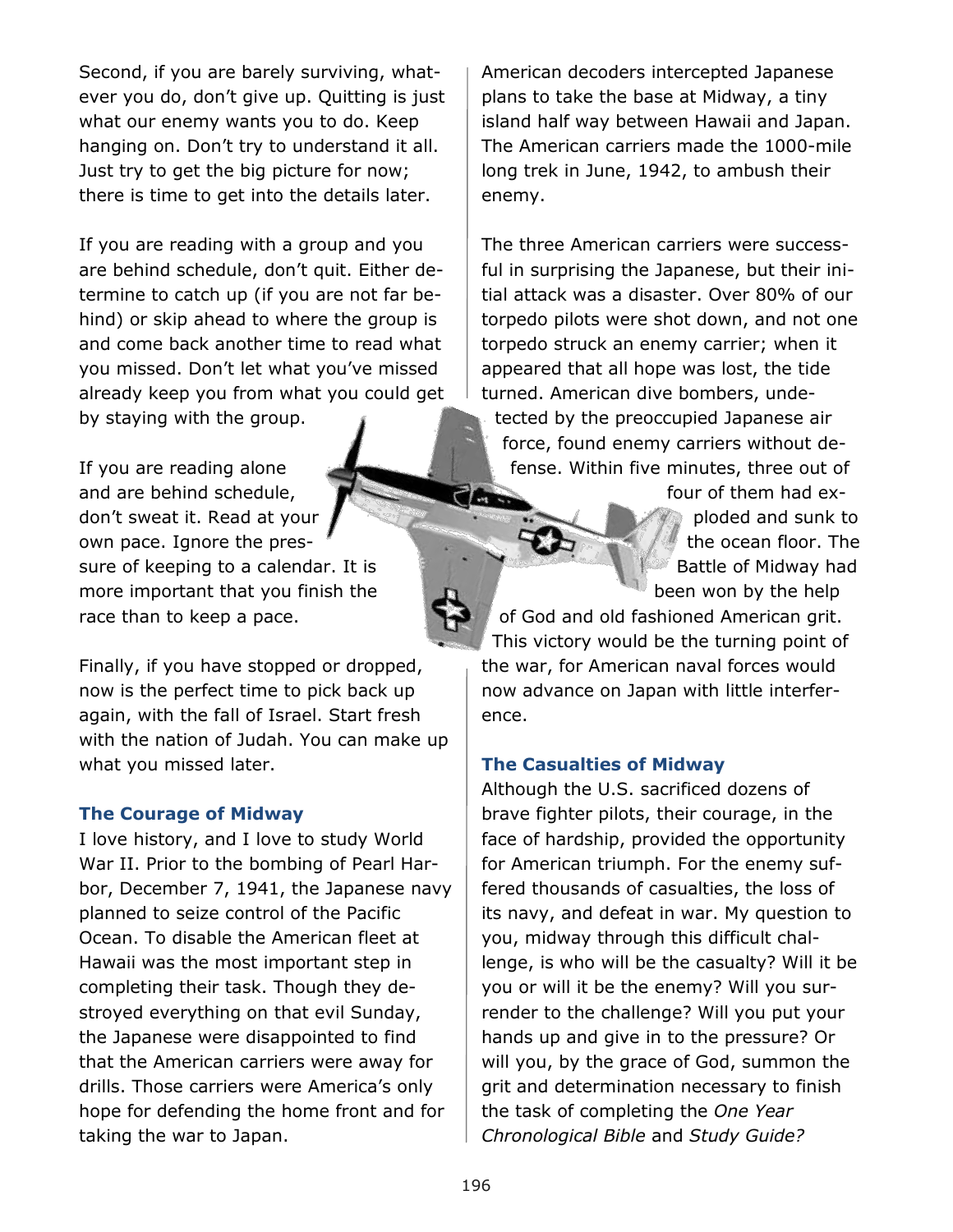Second, if you are barely surviving, whatever you do, don't give up. Quitting is just what our enemy wants you to do. Keep hanging on. Don't try to understand it all. Just try to get the big picture for now; there is time to get into the details later.

If you are reading with a group and you are behind schedule, don't quit. Either determine to catch up (if you are not far behind) or skip ahead to where the group is and come back another time to read what you missed. Don't let what you've missed already keep you from what you could get by staying with the group.

If you are reading alone and are behind schedule, don't sweat it. Read at your own pace. Ignore the pressure of keeping to a calendar. It is more important that you finish the race than to keep a pace.

Finally, if you have stopped or dropped, now is the perfect time to pick back up again, with the fall of Israel. Start fresh with the nation of Judah. You can make up what you missed later.

### The Courage of Midway

I love history, and I love to study World War II. Prior to the bombing of Pearl Harbor, December 7, 1941, the Japanese navy planned to seize control of the Pacific Ocean. To disable the American fleet at Hawaii was the most important step in completing their task. Though they destroyed everything on that evil Sunday, the Japanese were disappointed to find that the American carriers were away for drills. Those carriers were America's only hope for defending the home front and for taking the war to Japan.

American decoders intercepted Japanese plans to take the base at Midway, a tiny island half way between Hawaii and Japan. The American carriers made the 1000-mile long trek in June, 1942, to ambush their enemy.

The three American carriers were successful in surprising the Japanese, but their initial attack was a disaster. Over 80% of our torpedo pilots were shot down, and not one torpedo struck an enemy carrier; when it appeared that all hope was lost, the tide turned. American dive bombers, undetected by the preoccupied Japanese air force, found enemy carriers without defense. Within five minutes, three out of four of them had exploded and sunk to the ocean floor. The Battle of Midway had been won by the help of God and old fashioned American grit. This victory would be the turning point of the war, for American naval forces would now advance on Japan with little interference.

### The Casualties of Midway

Although the U.S. sacrificed dozens of brave fighter pilots, their courage, in the face of hardship, provided the opportunity for American triumph. For the enemy suffered thousands of casualties, the loss of its navy, and defeat in war. My question to you, midway through this difficult challenge, is who will be the casualty? Will it be you or will it be the enemy? Will you surrender to the challenge? Will you put your hands up and give in to the pressure? Or will you, by the grace of God, summon the grit and determination necessary to finish the task of completing the *One Year Chronological Bible* and *Study Guide?*